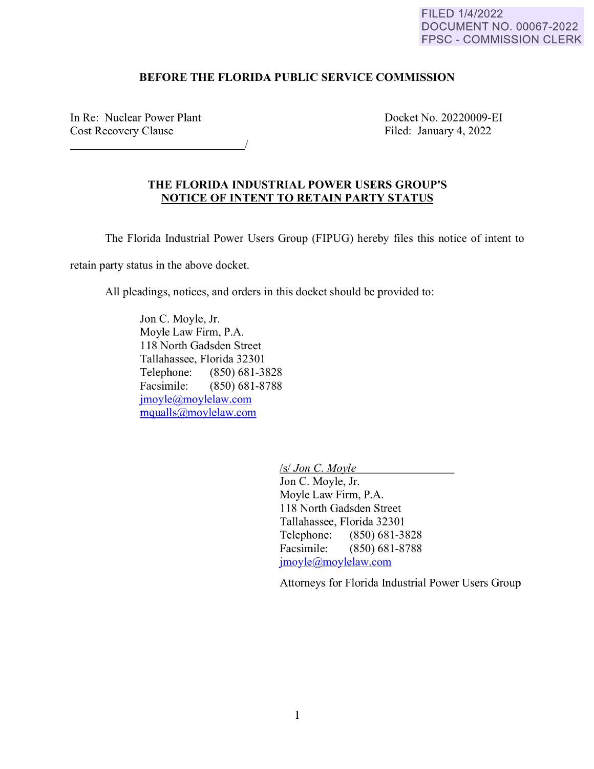FILED 1/4/2022
DOCUMENT NO. 00067-2022
FPSC - COMMISSION CLERK

**BEFORE THE FLORIDA PUBLIC SERVICE COMMISSION**

In Re: Nuclear Power Plant
Cost Recovery Clause
_______________________________/

Docket No. 20220009-EI
Filed: January 4, 2022

**THE FLORIDA INDUSTRIAL POWER USERS GROUP'S**
**NOTICE OF INTENT TO RETAIN PARTY STATUS**

The Florida Industrial Power Users Group (FIPUG) hereby files this notice of intent to retain party status in the above docket.

All pleadings, notices, and orders in this docket should be provided to:

Jon C. Moyle, Jr.
Moyle Law Firm, P.A.
118 North Gadsden Street
Tallahassee, Florida 32301
Telephone: (850) 681-3828
Facsimile: (850) 681-8788
jmoyle@moylelaw.com
mqualls@moylelaw.com

/s/ *Jon C. Moyle*
Jon C. Moyle, Jr.
Moyle Law Firm, P.A.
118 North Gadsden Street
Tallahassee, Florida 32301
Telephone: (850) 681-3828
Facsimile: (850) 681-8788
jmoyle@moylelaw.com

Attorneys for Florida Industrial Power Users Group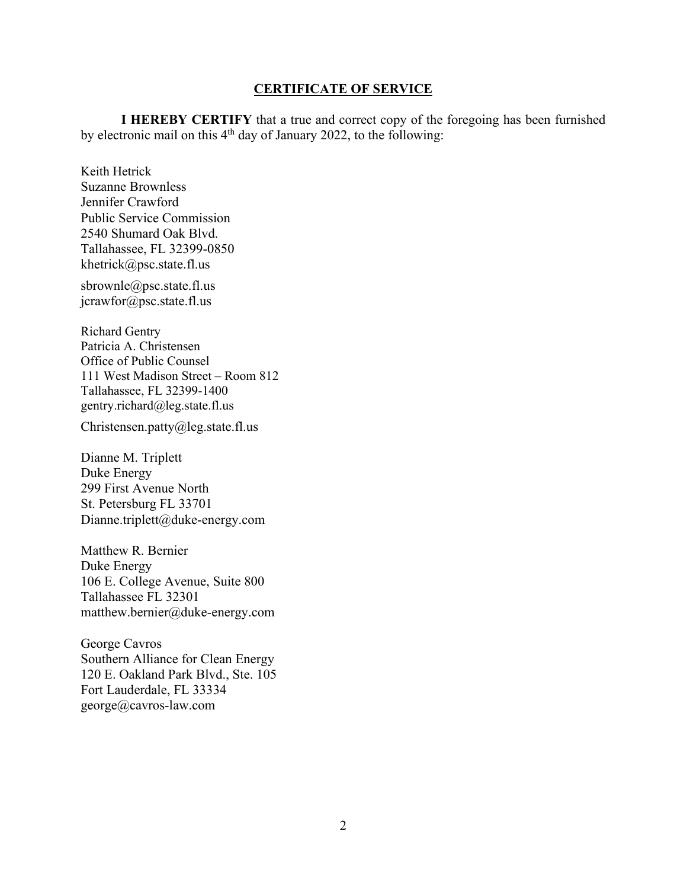## CERTIFICATE OF SERVICE

**I HEREBY CERTIFY** that a true and correct copy of the foregoing has been furnished by electronic mail on this 4th day of January 2022, to the following:

Keith Hetrick  
Suzanne Brownless  
Jennifer Crawford  
Public Service Commission  
2540 Shumard Oak Blvd.  
Tallahassee, FL 32399-0850  
khetrick@psc.state.fl.us  
sbrownle@psc.state.fl.us  
jcrawfor@psc.state.fl.us

Richard Gentry  
Patricia A. Christensen  
Office of Public Counsel  
111 West Madison Street – Room 812  
Tallahassee, FL 32399-1400  
gentry.richard@leg.state.fl.us  
Christensen.patty@leg.state.fl.us

Dianne M. Triplett  
Duke Energy  
299 First Avenue North  
St. Petersburg FL 33701  
Dianne.triplett@duke-energy.com

Matthew R. Bernier  
Duke Energy  
106 E. College Avenue, Suite 800  
Tallahassee FL 32301  
matthew.bernier@duke-energy.com

George Cavros  
Southern Alliance for Clean Energy  
120 E. Oakland Park Blvd., Ste. 105  
Fort Lauderdale, FL 33334  
george@cavros-law.com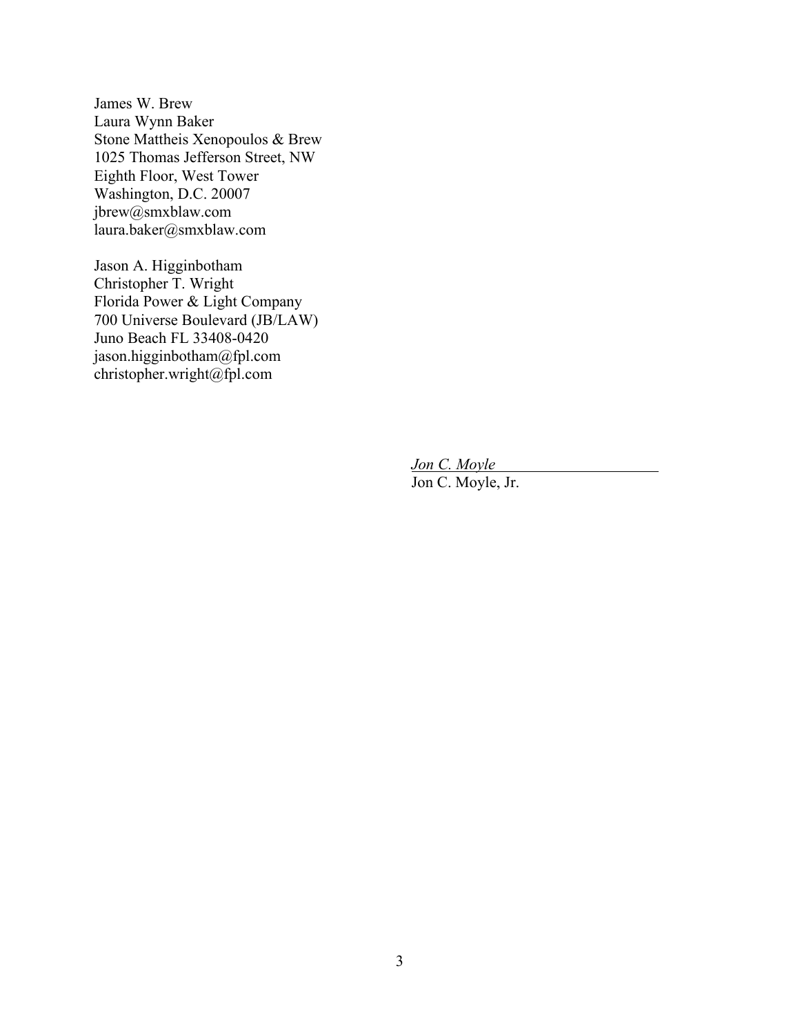James W. Brew
Laura Wynn Baker
Stone Mattheis Xenopoulos & Brew
1025 Thomas Jefferson Street, NW
Eighth Floor, West Tower
Washington, D.C. 20007
jbrew@smxblaw.com
laura.baker@smxblaw.com

Jason A. Higginbotham
Christopher T. Wright
Florida Power & Light Company
700 Universe Boulevard (JB/LAW)
Juno Beach FL 33408-0420
jason.higginbotham@fpl.com
christopher.wright@fpl.com

*Jon C. Moyle*
Jon C. Moyle, Jr.